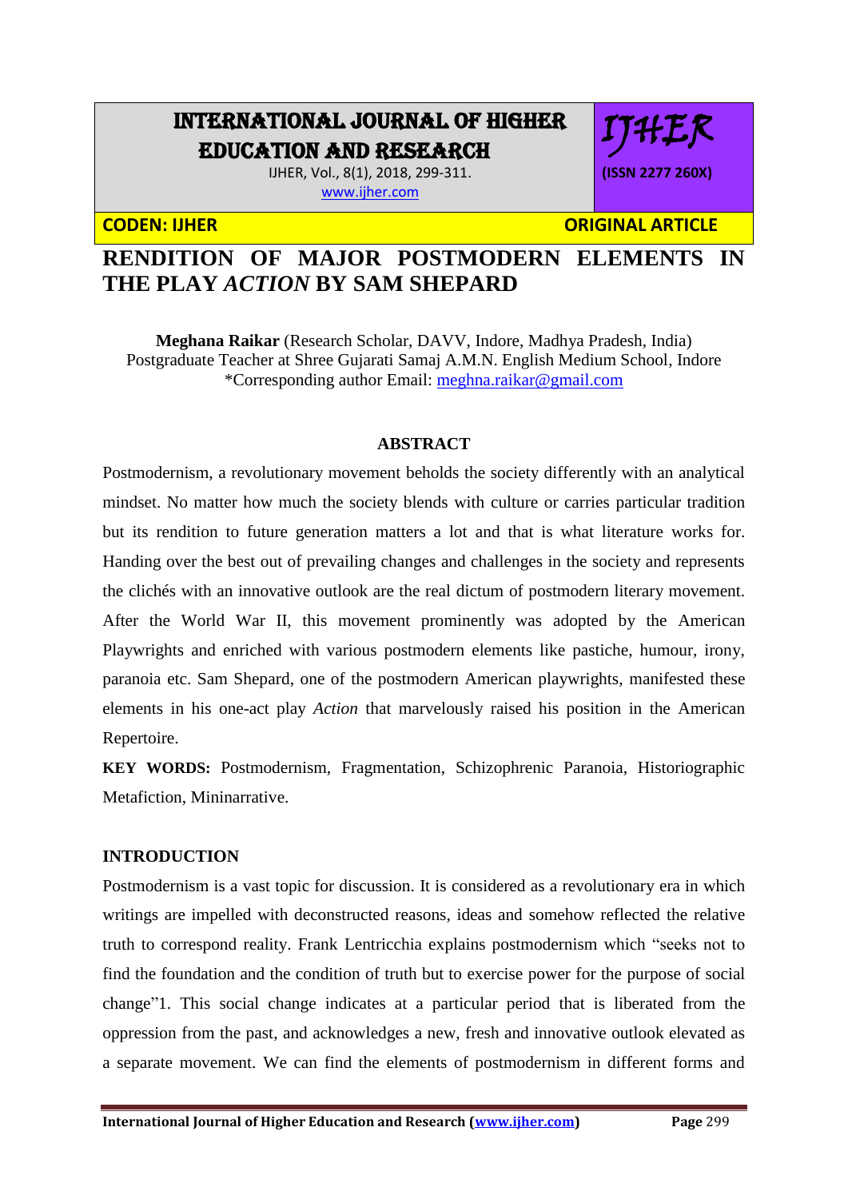# RENDITION OF MAJOR POSTMODERN ELEMENTS IN THE PLAY *ACTION* BY SAM SHEPARD

**Meghana Raikar** (Research Scholar, DAVV, Indore, Madhya Pradesh, India)
Postgraduate Teacher at Shree Gujarati Samaj A.M.N. English Medium School, Indore
*Corresponding author Email: meghna.raikar@gmail.com

## ABSTRACT

Postmodernism, a revolutionary movement beholds the society differently with an analytical mindset. No matter how much the society blends with culture or carries particular tradition but its rendition to future generation matters a lot and that is what literature works for. Handing over the best out of prevailing changes and challenges in the society and represents the clichés with an innovative outlook are the real dictum of postmodern literary movement. After the World War II, this movement prominently was adopted by the American Playwrights and enriched with various postmodern elements like pastiche, humour, irony, paranoia etc. Sam Shepard, one of the postmodern American playwrights, manifested these elements in his one-act play *Action* that marvelously raised his position in the American Repertoire.

**KEY WORDS:** Postmodernism, Fragmentation, Schizophrenic Paranoia, Historiographic Metafiction, Mininarrative.

## INTRODUCTION

Postmodernism is a vast topic for discussion. It is considered as a revolutionary era in which writings are impelled with deconstructed reasons, ideas and somehow reflected the relative truth to correspond reality. Frank Lentricchia explains postmodernism which "seeks not to find the foundation and the condition of truth but to exercise power for the purpose of social change"1. This social change indicates at a particular period that is liberated from the oppression from the past, and acknowledges a new, fresh and innovative outlook elevated as a separate movement. We can find the elements of postmodernism in different forms and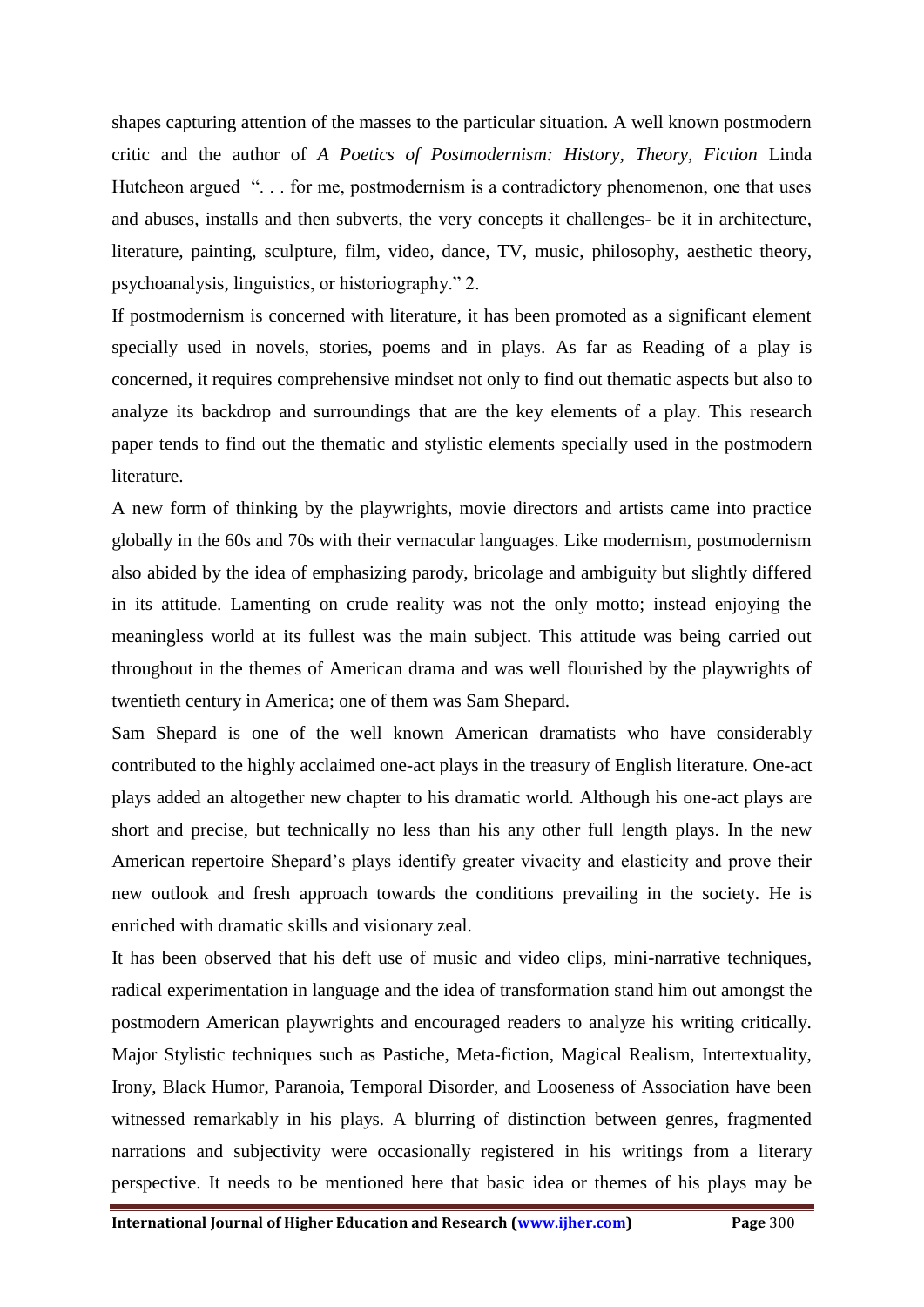shapes capturing attention of the masses to the particular situation. A well known postmodern critic and the author of *A Poetics of Postmodernism: History, Theory, Fiction* Linda Hutcheon argued "... for me, postmodernism is a contradictory phenomenon, one that uses and abuses, installs and then subverts, the very concepts it challenges- be it in architecture, literature, painting, sculpture, film, video, dance, TV, music, philosophy, aesthetic theory, psychoanalysis, linguistics, or historiography." 2.

If postmodernism is concerned with literature, it has been promoted as a significant element specially used in novels, stories, poems and in plays. As far as Reading of a play is concerned, it requires comprehensive mindset not only to find out thematic aspects but also to analyze its backdrop and surroundings that are the key elements of a play. This research paper tends to find out the thematic and stylistic elements specially used in the postmodern literature.

A new form of thinking by the playwrights, movie directors and artists came into practice globally in the 60s and 70s with their vernacular languages. Like modernism, postmodernism also abided by the idea of emphasizing parody, bricolage and ambiguity but slightly differed in its attitude. Lamenting on crude reality was not the only motto; instead enjoying the meaningless world at its fullest was the main subject. This attitude was being carried out throughout in the themes of American drama and was well flourished by the playwrights of twentieth century in America; one of them was Sam Shepard.

Sam Shepard is one of the well known American dramatists who have considerably contributed to the highly acclaimed one-act plays in the treasury of English literature. One-act plays added an altogether new chapter to his dramatic world. Although his one-act plays are short and precise, but technically no less than his any other full length plays. In the new American repertoire Shepard's plays identify greater vivacity and elasticity and prove their new outlook and fresh approach towards the conditions prevailing in the society. He is enriched with dramatic skills and visionary zeal.

It has been observed that his deft use of music and video clips, mini-narrative techniques, radical experimentation in language and the idea of transformation stand him out amongst the postmodern American playwrights and encouraged readers to analyze his writing critically. Major Stylistic techniques such as Pastiche, Meta-fiction, Magical Realism, Intertextuality, Irony, Black Humor, Paranoia, Temporal Disorder, and Looseness of Association have been witnessed remarkably in his plays. A blurring of distinction between genres, fragmented narrations and subjectivity were occasionally registered in his writings from a literary perspective. It needs to be mentioned here that basic idea or themes of his plays may be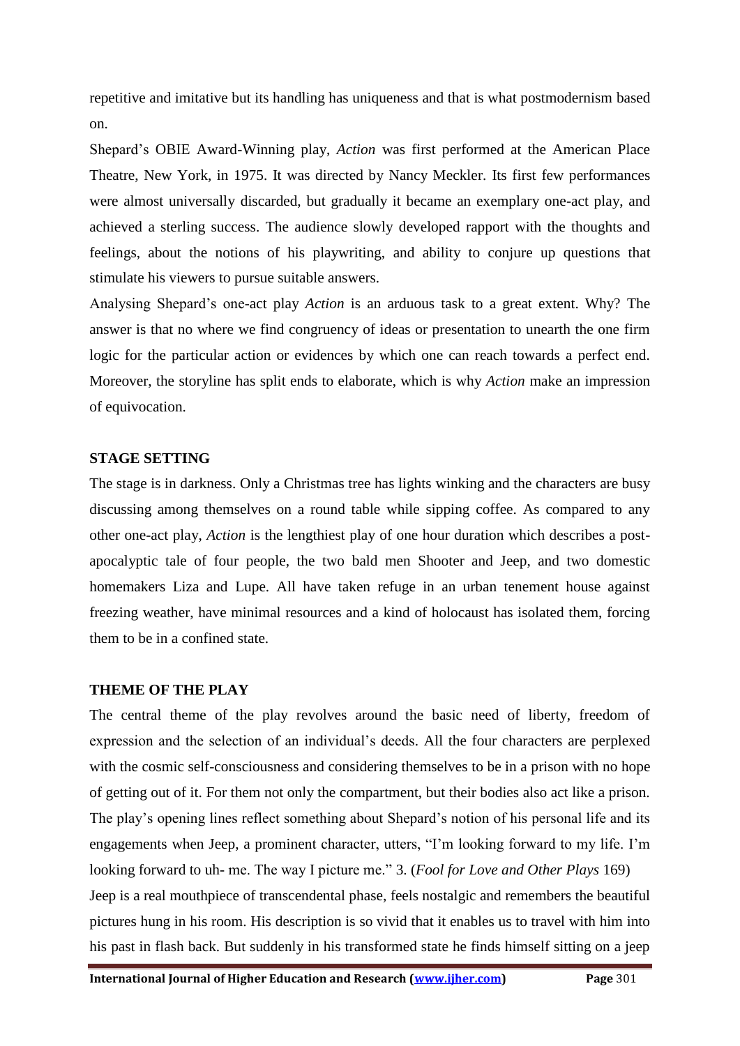repetitive and imitative but its handling has uniqueness and that is what postmodernism based on.

Shepard's OBIE Award-Winning play, *Action* was first performed at the American Place Theatre, New York, in 1975. It was directed by Nancy Meckler. Its first few performances were almost universally discarded, but gradually it became an exemplary one-act play, and achieved a sterling success. The audience slowly developed rapport with the thoughts and feelings, about the notions of his playwriting, and ability to conjure up questions that stimulate his viewers to pursue suitable answers.

Analysing Shepard's one-act play *Action* is an arduous task to a great extent. Why? The answer is that no where we find congruency of ideas or presentation to unearth the one firm logic for the particular action or evidences by which one can reach towards a perfect end. Moreover, the storyline has split ends to elaborate, which is why *Action* make an impression of equivocation.

## STAGE SETTING

The stage is in darkness. Only a Christmas tree has lights winking and the characters are busy discussing among themselves on a round table while sipping coffee. As compared to any other one-act play, *Action* is the lengthiest play of one hour duration which describes a post-apocalyptic tale of four people, the two bald men Shooter and Jeep, and two domestic homemakers Liza and Lupe. All have taken refuge in an urban tenement house against freezing weather, have minimal resources and a kind of holocaust has isolated them, forcing them to be in a confined state.

## THEME OF THE PLAY

The central theme of the play revolves around the basic need of liberty, freedom of expression and the selection of an individual's deeds. All the four characters are perplexed with the cosmic self-consciousness and considering themselves to be in a prison with no hope of getting out of it. For them not only the compartment, but their bodies also act like a prison. The play's opening lines reflect something about Shepard's notion of his personal life and its engagements when Jeep, a prominent character, utters, "I'm looking forward to my life. I'm looking forward to uh- me. The way I picture me." 3. (*Fool for Love and Other Plays* 169)

Jeep is a real mouthpiece of transcendental phase, feels nostalgic and remembers the beautiful pictures hung in his room. His description is so vivid that it enables us to travel with him into his past in flash back. But suddenly in his transformed state he finds himself sitting on a jeep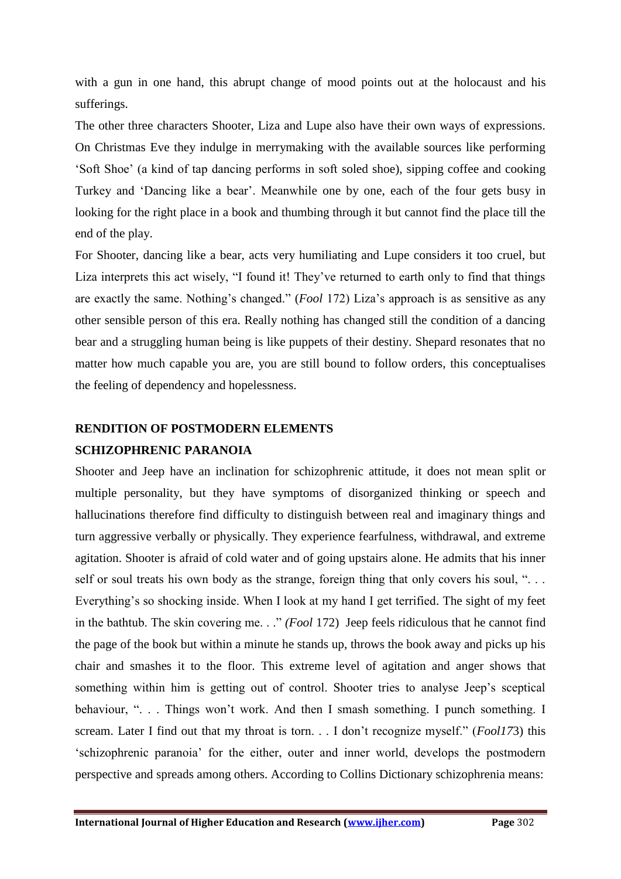with a gun in one hand, this abrupt change of mood points out at the holocaust and his sufferings.

The other three characters Shooter, Liza and Lupe also have their own ways of expressions. On Christmas Eve they indulge in merrymaking with the available sources like performing 'Soft Shoe' (a kind of tap dancing performs in soft soled shoe), sipping coffee and cooking Turkey and 'Dancing like a bear'. Meanwhile one by one, each of the four gets busy in looking for the right place in a book and thumbing through it but cannot find the place till the end of the play.

For Shooter, dancing like a bear, acts very humiliating and Lupe considers it too cruel, but Liza interprets this act wisely, "I found it! They've returned to earth only to find that things are exactly the same. Nothing's changed." (*Fool* 172) Liza's approach is as sensitive as any other sensible person of this era. Really nothing has changed still the condition of a dancing bear and a struggling human being is like puppets of their destiny. Shepard resonates that no matter how much capable you are, you are still bound to follow orders, this conceptualises the feeling of dependency and hopelessness.

## RENDITION OF POSTMODERN ELEMENTS

### SCHIZOPHRENIC PARANOIA

Shooter and Jeep have an inclination for schizophrenic attitude, it does not mean split or multiple personality, but they have symptoms of disorganized thinking or speech and hallucinations therefore find difficulty to distinguish between real and imaginary things and turn aggressive verbally or physically. They experience fearfulness, withdrawal, and extreme agitation. Shooter is afraid of cold water and of going upstairs alone. He admits that his inner self or soul treats his own body as the strange, foreign thing that only covers his soul, ". . . Everything's so shocking inside. When I look at my hand I get terrified. The sight of my feet in the bathtub. The skin covering me. . ." *(Fool* 172) Jeep feels ridiculous that he cannot find the page of the book but within a minute he stands up, throws the book away and picks up his chair and smashes it to the floor. This extreme level of agitation and anger shows that something within him is getting out of control. Shooter tries to analyse Jeep's sceptical behaviour, ". . . Things won't work. And then I smash something. I punch something. I scream. Later I find out that my throat is torn. . . I don't recognize myself." (*Fool17*3) this 'schizophrenic paranoia' for the either, outer and inner world, develops the postmodern perspective and spreads among others. According to Collins Dictionary schizophrenia means: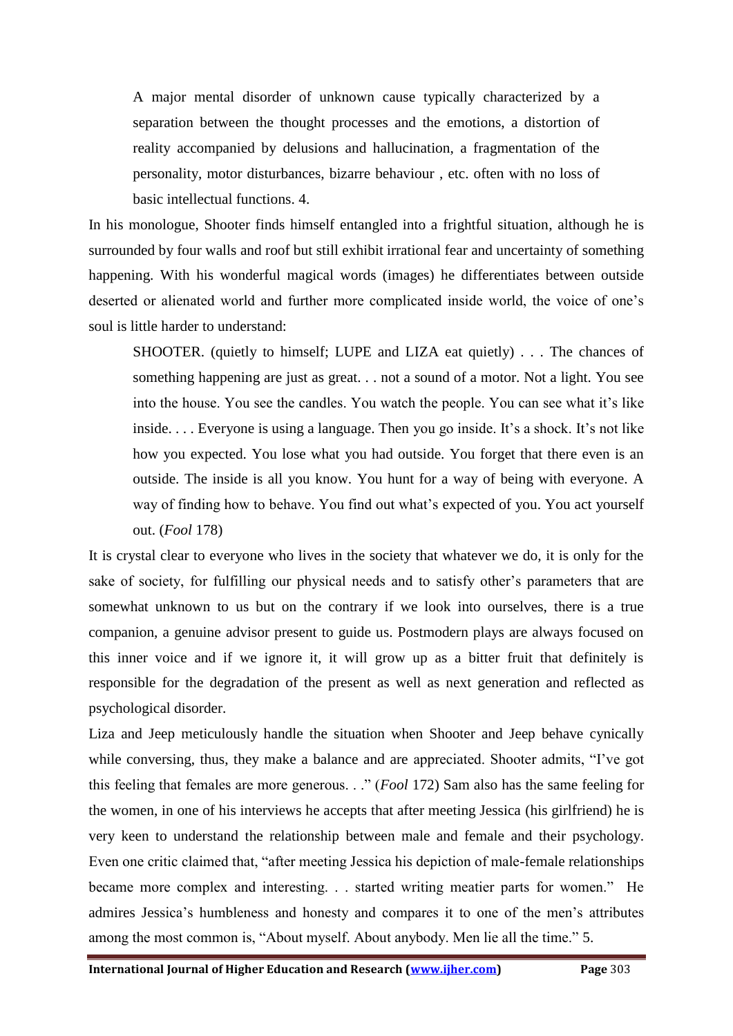> A major mental disorder of unknown cause typically characterized by a separation between the thought processes and the emotions, a distortion of reality accompanied by delusions and hallucination, a fragmentation of the personality, motor disturbances, bizarre behaviour , etc. often with no loss of basic intellectual functions. 4.

In his monologue, Shooter finds himself entangled into a frightful situation, although he is surrounded by four walls and roof but still exhibit irrational fear and uncertainty of something happening. With his wonderful magical words (images) he differentiates between outside deserted or alienated world and further more complicated inside world, the voice of one's soul is little harder to understand:

> SHOOTER. (quietly to himself; LUPE and LIZA eat quietly) . . . The chances of something happening are just as great. . . not a sound of a motor. Not a light. You see into the house. You see the candles. You watch the people. You can see what it's like inside. . . . Everyone is using a language. Then you go inside. It's a shock. It's not like how you expected. You lose what you had outside. You forget that there even is an outside. The inside is all you know. You hunt for a way of being with everyone. A way of finding how to behave. You find out what's expected of you. You act yourself out. (*Fool* 178)

It is crystal clear to everyone who lives in the society that whatever we do, it is only for the sake of society, for fulfilling our physical needs and to satisfy other's parameters that are somewhat unknown to us but on the contrary if we look into ourselves, there is a true companion, a genuine advisor present to guide us. Postmodern plays are always focused on this inner voice and if we ignore it, it will grow up as a bitter fruit that definitely is responsible for the degradation of the present as well as next generation and reflected as psychological disorder.

Liza and Jeep meticulously handle the situation when Shooter and Jeep behave cynically while conversing, thus, they make a balance and are appreciated. Shooter admits, "I've got this feeling that females are more generous. . ." (*Fool* 172) Sam also has the same feeling for the women, in one of his interviews he accepts that after meeting Jessica (his girlfriend) he is very keen to understand the relationship between male and female and their psychology. Even one critic claimed that, "after meeting Jessica his depiction of male-female relationships became more complex and interesting. . . started writing meatier parts for women." He admires Jessica's humbleness and honesty and compares it to one of the men's attributes among the most common is, "About myself. About anybody. Men lie all the time." 5.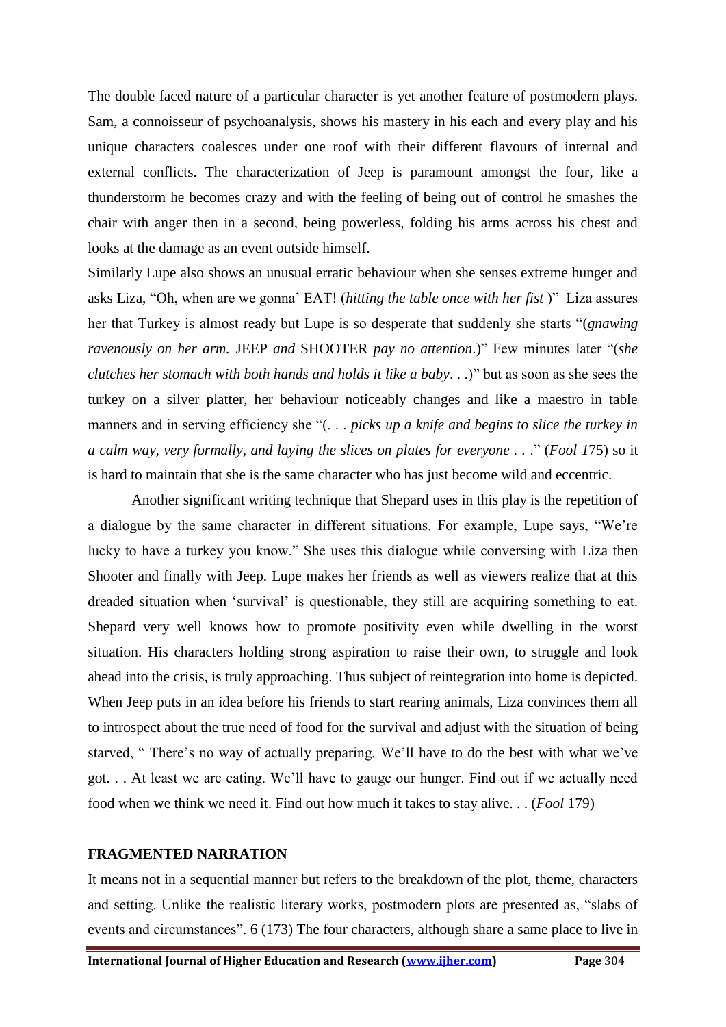The double faced nature of a particular character is yet another feature of postmodern plays. Sam, a connoisseur of psychoanalysis, shows his mastery in his each and every play and his unique characters coalesces under one roof with their different flavours of internal and external conflicts. The characterization of Jeep is paramount amongst the four, like a thunderstorm he becomes crazy and with the feeling of being out of control he smashes the chair with anger then in a second, being powerless, folding his arms across his chest and looks at the damage as an event outside himself.

Similarly Lupe also shows an unusual erratic behaviour when she senses extreme hunger and asks Liza, "Oh, when are we gonna' EAT! (*hitting the table once with her fist* )" Liza assures her that Turkey is almost ready but Lupe is so desperate that suddenly she starts "(*gnawing ravenously on her arm.* JEEP *and* SHOOTER *pay no attention*.)" Few minutes later "(*she clutches her stomach with both hands and holds it like a baby*. . .)" but as soon as she sees the turkey on a silver platter, her behaviour noticeably changes and like a maestro in table manners and in serving efficiency she "(. . . *picks up a knife and begins to slice the turkey in a calm way, very formally, and laying the slices on plates for everyone* . . ." (*Fool* 175) so it is hard to maintain that she is the same character who has just become wild and eccentric.

Another significant writing technique that Shepard uses in this play is the repetition of a dialogue by the same character in different situations. For example, Lupe says, "We're lucky to have a turkey you know." She uses this dialogue while conversing with Liza then Shooter and finally with Jeep. Lupe makes her friends as well as viewers realize that at this dreaded situation when 'survival' is questionable, they still are acquiring something to eat. Shepard very well knows how to promote positivity even while dwelling in the worst situation. His characters holding strong aspiration to raise their own, to struggle and look ahead into the crisis, is truly approaching. Thus subject of reintegration into home is depicted. When Jeep puts in an idea before his friends to start rearing animals, Liza convinces them all to introspect about the true need of food for the survival and adjust with the situation of being starved, " There's no way of actually preparing. We'll have to do the best with what we've got. . . At least we are eating. We'll have to gauge our hunger. Find out if we actually need food when we think we need it. Find out how much it takes to stay alive. . . (*Fool* 179)

## FRAGMENTED NARRATION

It means not in a sequential manner but refers to the breakdown of the plot, theme, characters and setting. Unlike the realistic literary works, postmodern plots are presented as, "slabs of events and circumstances". 6 (173) The four characters, although share a same place to live in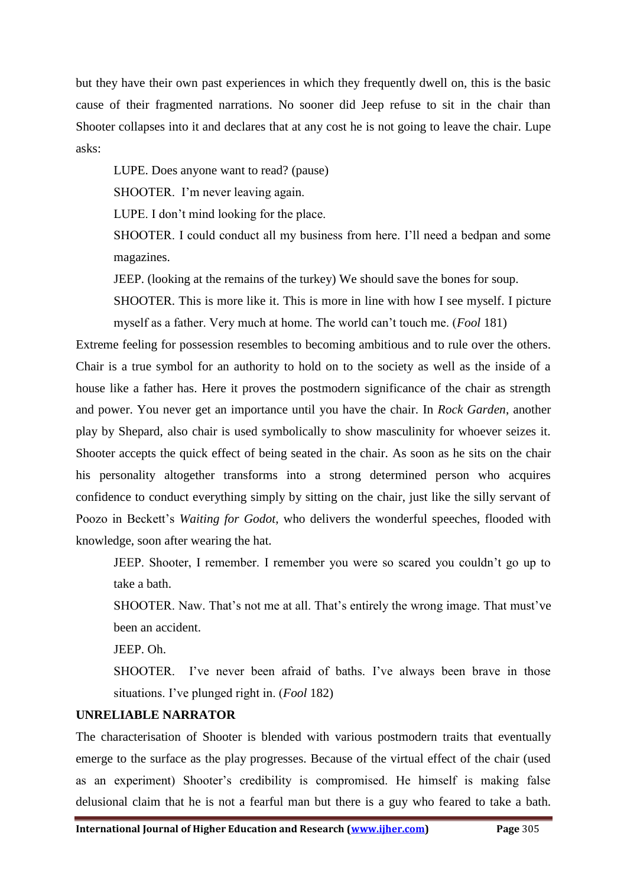but they have their own past experiences in which they frequently dwell on, this is the basic cause of their fragmented narrations. No sooner did Jeep refuse to sit in the chair than Shooter collapses into it and declares that at any cost he is not going to leave the chair. Lupe asks:

> LUPE. Does anyone want to read? (pause)
>
> SHOOTER. I'm never leaving again.
>
> LUPE. I don't mind looking for the place.
>
> SHOOTER. I could conduct all my business from here. I'll need a bedpan and some magazines.
>
> JEEP. (looking at the remains of the turkey) We should save the bones for soup.
>
> SHOOTER. This is more like it. This is more in line with how I see myself. I picture myself as a father. Very much at home. The world can't touch me. (*Fool* 181)

Extreme feeling for possession resembles to becoming ambitious and to rule over the others. Chair is a true symbol for an authority to hold on to the society as well as the inside of a house like a father has. Here it proves the postmodern significance of the chair as strength and power. You never get an importance until you have the chair. In *Rock Garden*, another play by Shepard, also chair is used symbolically to show masculinity for whoever seizes it. Shooter accepts the quick effect of being seated in the chair. As soon as he sits on the chair his personality altogether transforms into a strong determined person who acquires confidence to conduct everything simply by sitting on the chair, just like the silly servant of Poozo in Beckett's *Waiting for Godot*, who delivers the wonderful speeches, flooded with knowledge, soon after wearing the hat.

> JEEP. Shooter, I remember. I remember you were so scared you couldn't go up to take a bath.
>
> SHOOTER. Naw. That's not me at all. That's entirely the wrong image. That must've been an accident.
>
> JEEP. Oh.
>
> SHOOTER. I've never been afraid of baths. I've always been brave in those situations. I've plunged right in. (*Fool* 182)

**UNRELIABLE NARRATOR**

The characterisation of Shooter is blended with various postmodern traits that eventually emerge to the surface as the play progresses. Because of the virtual effect of the chair (used as an experiment) Shooter's credibility is compromised. He himself is making false delusional claim that he is not a fearful man but there is a guy who feared to take a bath.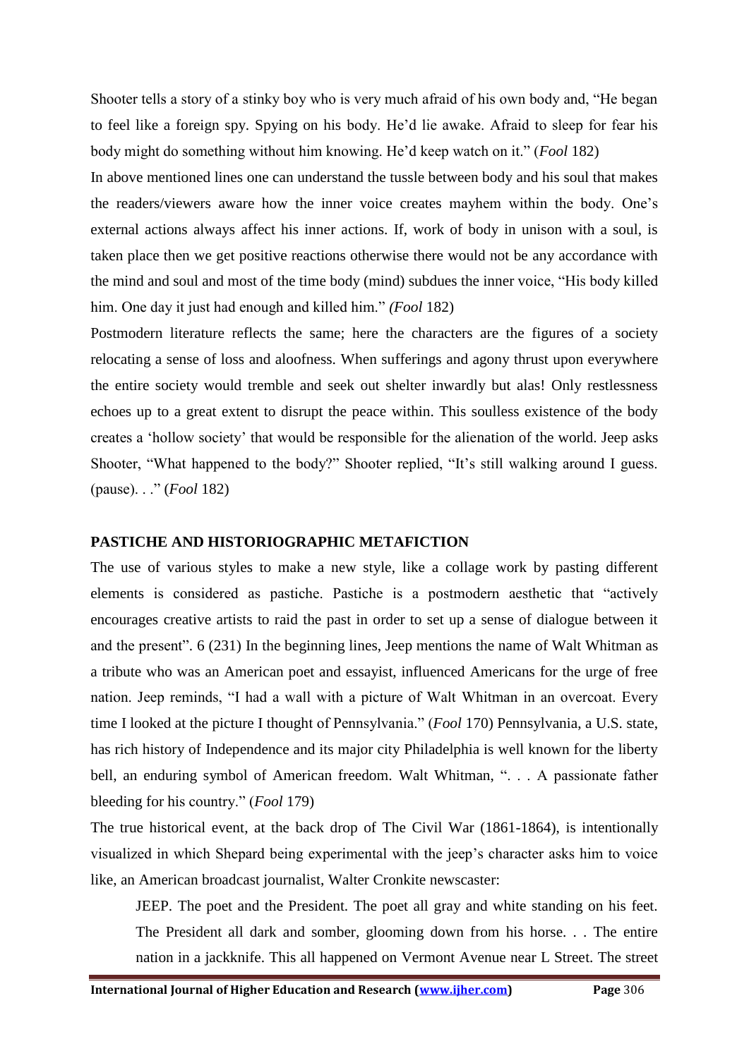Shooter tells a story of a stinky boy who is very much afraid of his own body and, "He began to feel like a foreign spy. Spying on his body. He'd lie awake. Afraid to sleep for fear his body might do something without him knowing. He'd keep watch on it." (*Fool* 182)

In above mentioned lines one can understand the tussle between body and his soul that makes the readers/viewers aware how the inner voice creates mayhem within the body. One's external actions always affect his inner actions. If, work of body in unison with a soul, is taken place then we get positive reactions otherwise there would not be any accordance with the mind and soul and most of the time body (mind) subdues the inner voice, "His body killed him. One day it just had enough and killed him." *(Fool* 182)

Postmodern literature reflects the same; here the characters are the figures of a society relocating a sense of loss and aloofness. When sufferings and agony thrust upon everywhere the entire society would tremble and seek out shelter inwardly but alas! Only restlessness echoes up to a great extent to disrupt the peace within. This soulless existence of the body creates a 'hollow society' that would be responsible for the alienation of the world. Jeep asks Shooter, "What happened to the body?" Shooter replied, "It's still walking around I guess. (pause). . ." (*Fool* 182)

## PASTICHE AND HISTORIOGRAPHIC METAFICTION

The use of various styles to make a new style, like a collage work by pasting different elements is considered as pastiche. Pastiche is a postmodern aesthetic that "actively encourages creative artists to raid the past in order to set up a sense of dialogue between it and the present". 6 (231) In the beginning lines, Jeep mentions the name of Walt Whitman as a tribute who was an American poet and essayist, influenced Americans for the urge of free nation. Jeep reminds, "I had a wall with a picture of Walt Whitman in an overcoat. Every time I looked at the picture I thought of Pennsylvania." (*Fool* 170) Pennsylvania, a U.S. state, has rich history of Independence and its major city Philadelphia is well known for the liberty bell, an enduring symbol of American freedom. Walt Whitman, ". . . A passionate father bleeding for his country." (*Fool* 179)

The true historical event, at the back drop of The Civil War (1861-1864), is intentionally visualized in which Shepard being experimental with the jeep's character asks him to voice like, an American broadcast journalist, Walter Cronkite newscaster:

> JEEP. The poet and the President. The poet all gray and white standing on his feet. The President all dark and somber, glooming down from his horse. . . The entire nation in a jackknife. This all happened on Vermont Avenue near L Street. The street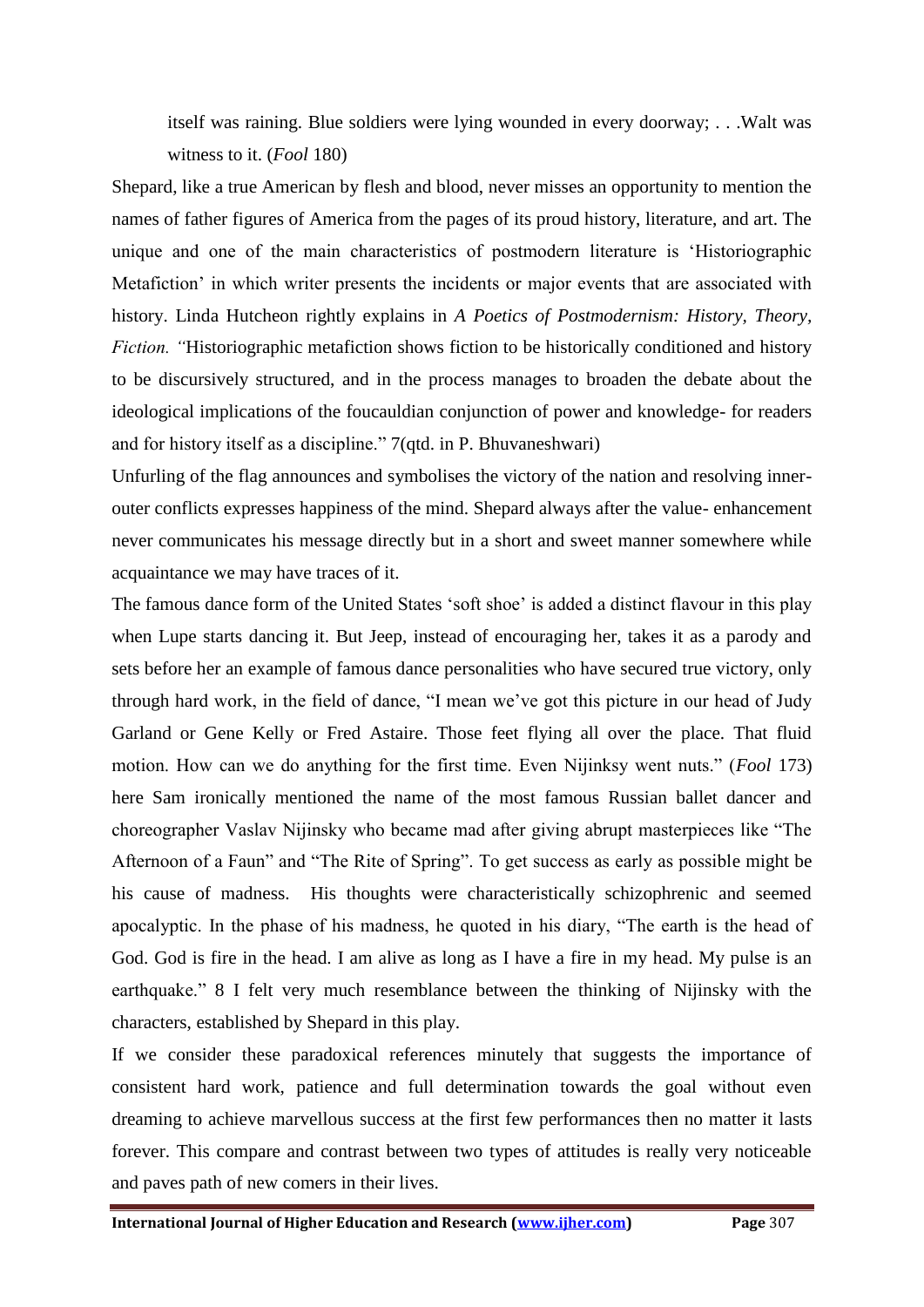itself was raining. Blue soldiers were lying wounded in every doorway; . . .Walt was witness to it. (*Fool* 180)

Shepard, like a true American by flesh and blood, never misses an opportunity to mention the names of father figures of America from the pages of its proud history, literature, and art. The unique and one of the main characteristics of postmodern literature is 'Historiographic Metafiction' in which writer presents the incidents or major events that are associated with history. Linda Hutcheon rightly explains in *A Poetics of Postmodernism: History, Theory, Fiction. "*Historiographic metafiction shows fiction to be historically conditioned and history to be discursively structured, and in the process manages to broaden the debate about the ideological implications of the foucauldian conjunction of power and knowledge- for readers and for history itself as a discipline." 7(qtd. in P. Bhuvaneshwari)

Unfurling of the flag announces and symbolises the victory of the nation and resolving inner-outer conflicts expresses happiness of the mind. Shepard always after the value- enhancement never communicates his message directly but in a short and sweet manner somewhere while acquaintance we may have traces of it.

The famous dance form of the United States 'soft shoe' is added a distinct flavour in this play when Lupe starts dancing it. But Jeep, instead of encouraging her, takes it as a parody and sets before her an example of famous dance personalities who have secured true victory, only through hard work, in the field of dance, "I mean we've got this picture in our head of Judy Garland or Gene Kelly or Fred Astaire. Those feet flying all over the place. That fluid motion. How can we do anything for the first time. Even Nijinksy went nuts." (*Fool* 173) here Sam ironically mentioned the name of the most famous Russian ballet dancer and choreographer Vaslav Nijinsky who became mad after giving abrupt masterpieces like "The Afternoon of a Faun" and "The Rite of Spring". To get success as early as possible might be his cause of madness. His thoughts were characteristically schizophrenic and seemed apocalyptic. In the phase of his madness, he quoted in his diary, "The earth is the head of God. God is fire in the head. I am alive as long as I have a fire in my head. My pulse is an earthquake." 8 I felt very much resemblance between the thinking of Nijinsky with the characters, established by Shepard in this play.

If we consider these paradoxical references minutely that suggests the importance of consistent hard work, patience and full determination towards the goal without even dreaming to achieve marvellous success at the first few performances then no matter it lasts forever. This compare and contrast between two types of attitudes is really very noticeable and paves path of new comers in their lives.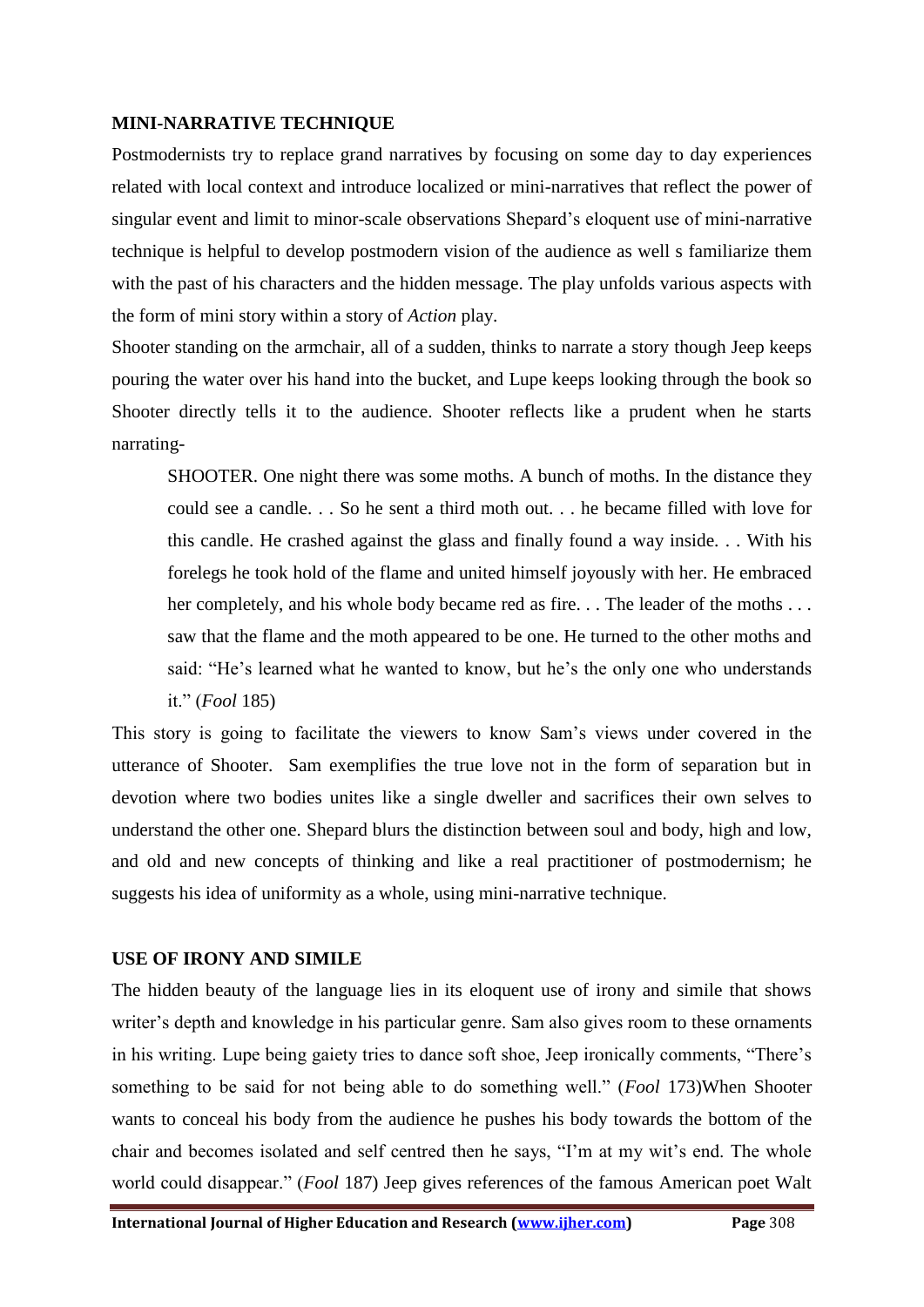**MINI-NARRATIVE TECHNIQUE**

Postmodernists try to replace grand narratives by focusing on some day to day experiences related with local context and introduce localized or mini-narratives that reflect the power of singular event and limit to minor-scale observations Shepard's eloquent use of mini-narrative technique is helpful to develop postmodern vision of the audience as well s familiarize them with the past of his characters and the hidden message. The play unfolds various aspects with the form of mini story within a story of *Action* play.

Shooter standing on the armchair, all of a sudden, thinks to narrate a story though Jeep keeps pouring the water over his hand into the bucket, and Lupe keeps looking through the book so Shooter directly tells it to the audience. Shooter reflects like a prudent when he starts narrating-

> SHOOTER. One night there was some moths. A bunch of moths. In the distance they could see a candle. . . So he sent a third moth out. . . he became filled with love for this candle. He crashed against the glass and finally found a way inside. . . With his forelegs he took hold of the flame and united himself joyously with her. He embraced her completely, and his whole body became red as fire. . . The leader of the moths . . . saw that the flame and the moth appeared to be one. He turned to the other moths and said: "He's learned what he wanted to know, but he's the only one who understands it." (*Fool* 185)

This story is going to facilitate the viewers to know Sam's views under covered in the utterance of Shooter. Sam exemplifies the true love not in the form of separation but in devotion where two bodies unites like a single dweller and sacrifices their own selves to understand the other one. Shepard blurs the distinction between soul and body, high and low, and old and new concepts of thinking and like a real practitioner of postmodernism; he suggests his idea of uniformity as a whole, using mini-narrative technique.

**USE OF IRONY AND SIMILE**

The hidden beauty of the language lies in its eloquent use of irony and simile that shows writer's depth and knowledge in his particular genre. Sam also gives room to these ornaments in his writing. Lupe being gaiety tries to dance soft shoe, Jeep ironically comments, "There's something to be said for not being able to do something well." (*Fool* 173)When Shooter wants to conceal his body from the audience he pushes his body towards the bottom of the chair and becomes isolated and self centred then he says, "I'm at my wit's end. The whole world could disappear." (*Fool* 187) Jeep gives references of the famous American poet Walt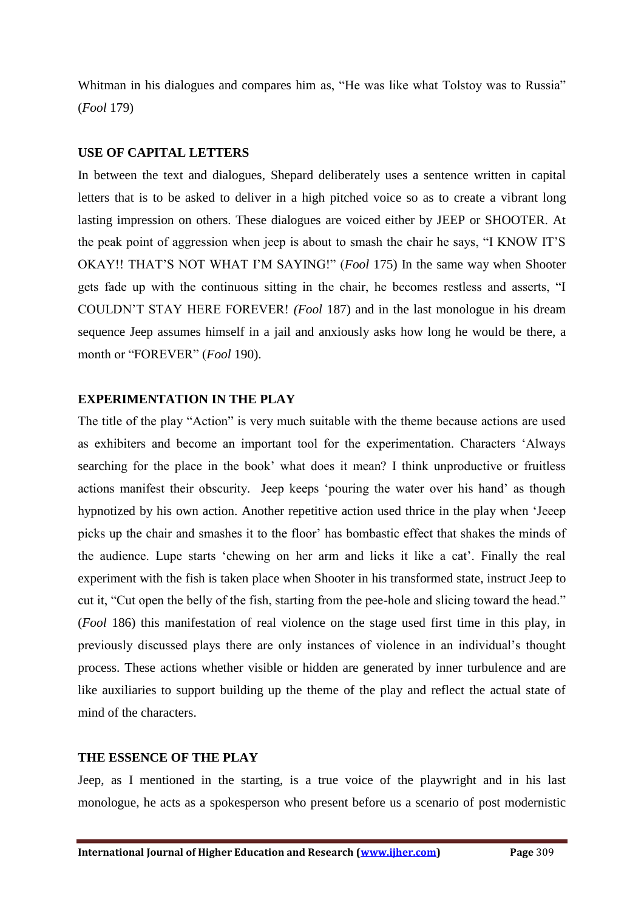Whitman in his dialogues and compares him as, "He was like what Tolstoy was to Russia" (*Fool* 179)

## USE OF CAPITAL LETTERS

In between the text and dialogues, Shepard deliberately uses a sentence written in capital letters that is to be asked to deliver in a high pitched voice so as to create a vibrant long lasting impression on others. These dialogues are voiced either by JEEP or SHOOTER. At the peak point of aggression when jeep is about to smash the chair he says, "I KNOW IT'S OKAY!! THAT'S NOT WHAT I'M SAYING!" (*Fool* 175) In the same way when Shooter gets fade up with the continuous sitting in the chair, he becomes restless and asserts, "I COULDN'T STAY HERE FOREVER! *(Fool* 187) and in the last monologue in his dream sequence Jeep assumes himself in a jail and anxiously asks how long he would be there, a month or "FOREVER" (*Fool* 190).

## EXPERIMENTATION IN THE PLAY

The title of the play "Action" is very much suitable with the theme because actions are used as exhibiters and become an important tool for the experimentation. Characters 'Always searching for the place in the book' what does it mean? I think unproductive or fruitless actions manifest their obscurity. Jeep keeps 'pouring the water over his hand' as though hypnotized by his own action. Another repetitive action used thrice in the play when 'Jeeep picks up the chair and smashes it to the floor' has bombastic effect that shakes the minds of the audience. Lupe starts 'chewing on her arm and licks it like a cat'. Finally the real experiment with the fish is taken place when Shooter in his transformed state, instruct Jeep to cut it, "Cut open the belly of the fish, starting from the pee-hole and slicing toward the head." (*Fool* 186) this manifestation of real violence on the stage used first time in this play, in previously discussed plays there are only instances of violence in an individual's thought process. These actions whether visible or hidden are generated by inner turbulence and are like auxiliaries to support building up the theme of the play and reflect the actual state of mind of the characters.

## THE ESSENCE OF THE PLAY

Jeep, as I mentioned in the starting, is a true voice of the playwright and in his last monologue, he acts as a spokesperson who present before us a scenario of post modernistic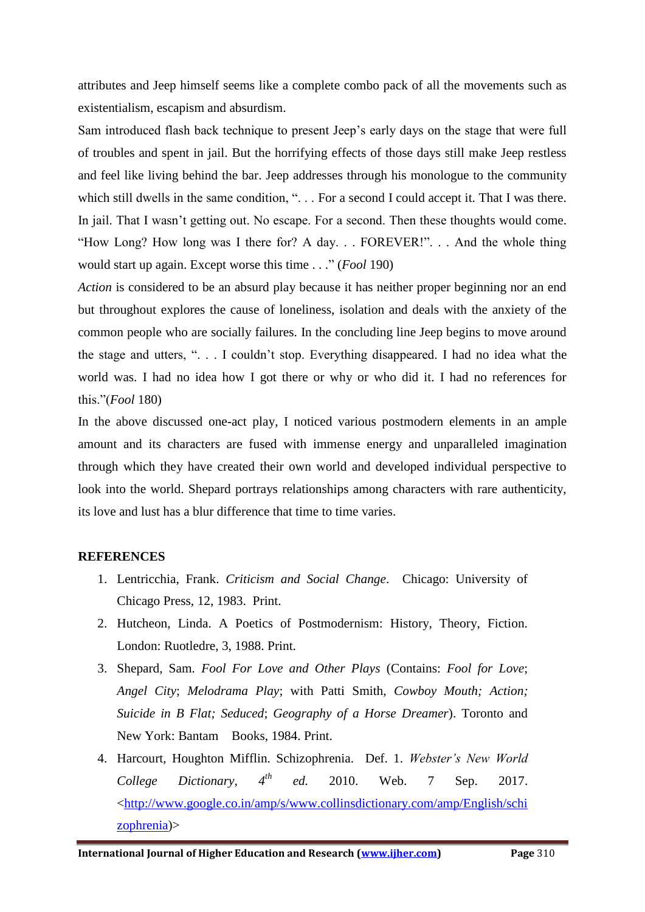attributes and Jeep himself seems like a complete combo pack of all the movements such as existentialism, escapism and absurdism.

Sam introduced flash back technique to present Jeep's early days on the stage that were full of troubles and spent in jail. But the horrifying effects of those days still make Jeep restless and feel like living behind the bar. Jeep addresses through his monologue to the community which still dwells in the same condition, ". . . For a second I could accept it. That I was there. In jail. That I wasn't getting out. No escape. For a second. Then these thoughts would come. "How Long? How long was I there for? A day. . . FOREVER!". . . And the whole thing would start up again. Except worse this time . . ." (*Fool* 190)

*Action* is considered to be an absurd play because it has neither proper beginning nor an end but throughout explores the cause of loneliness, isolation and deals with the anxiety of the common people who are socially failures. In the concluding line Jeep begins to move around the stage and utters, ". . . I couldn't stop. Everything disappeared. I had no idea what the world was. I had no idea how I got there or why or who did it. I had no references for this."(*Fool* 180)

In the above discussed one-act play, I noticed various postmodern elements in an ample amount and its characters are fused with immense energy and unparalleled imagination through which they have created their own world and developed individual perspective to look into the world. Shepard portrays relationships among characters with rare authenticity, its love and lust has a blur difference that time to time varies.

**REFERENCES**

1. Lentricchia, Frank. *Criticism and Social Change*. Chicago: University of Chicago Press, 12, 1983. Print.
2. Hutcheon, Linda. A Poetics of Postmodernism: History, Theory, Fiction. London: Ruotledre, 3, 1988. Print.
3. Shepard, Sam. *Fool For Love and Other Plays* (Contains: *Fool for Love*; *Angel City*; *Melodrama Play*; with Patti Smith, *Cowboy Mouth; Action; Suicide in B Flat; Seduced*; *Geography of a Horse Dreamer*). Toronto and New York: Bantam Books, 1984. Print.
4. Harcourt, Houghton Mifflin. Schizophrenia. Def. 1. *Webster's New World College Dictionary, 4th ed.* 2010. Web. 7 Sep. 2017. <http://www.google.co.in/amp/s/www.collinsdictionary.com/amp/English/schizophrenia)>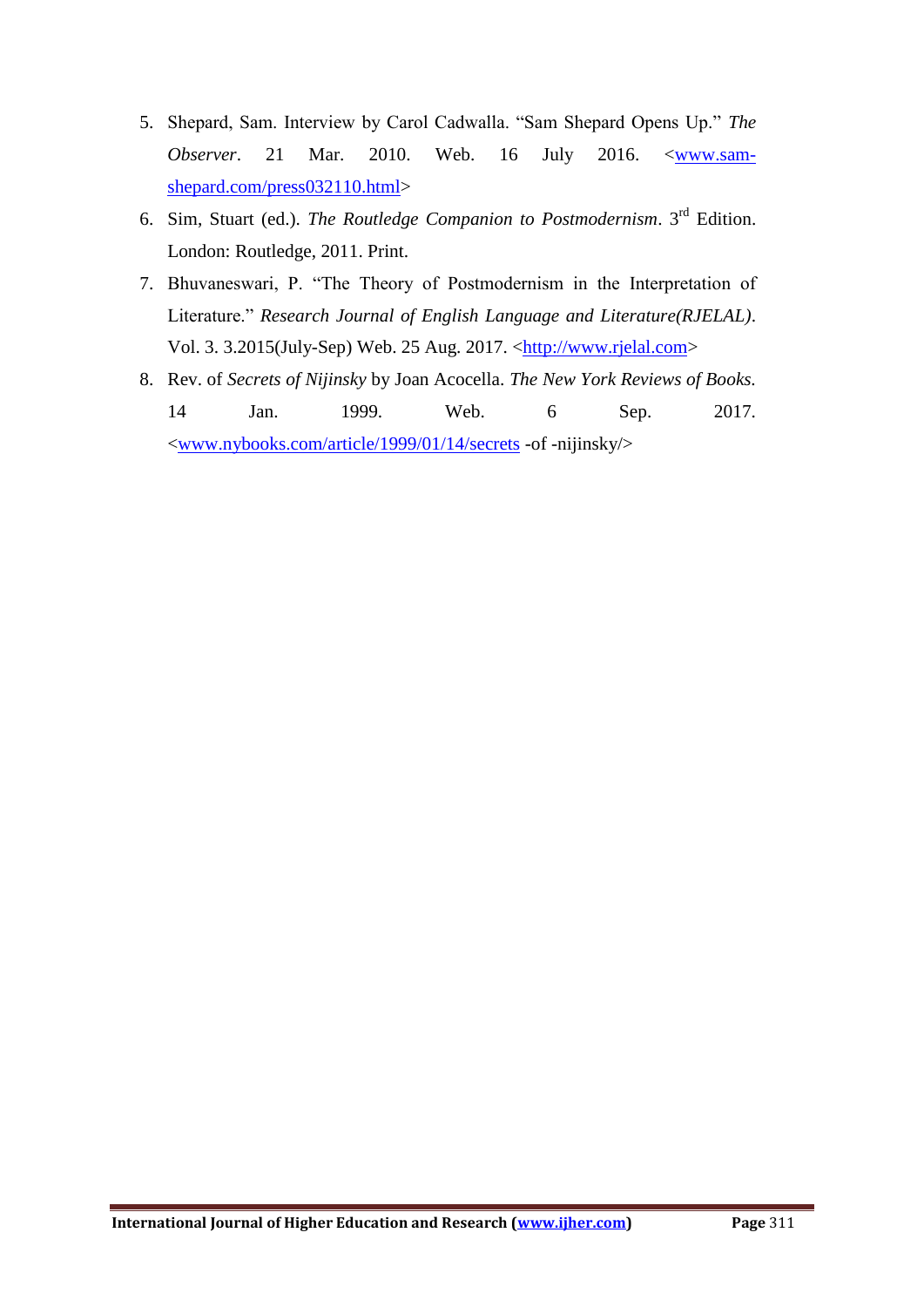5. Shepard, Sam. Interview by Carol Cadwalla. "Sam Shepard Opens Up." *The Observer*. 21 Mar. 2010. Web. 16 July 2016. <www.sam-shepard.com/press032110.html>
6. Sim, Stuart (ed.). *The Routledge Companion to Postmodernism*. 3rd Edition. London: Routledge, 2011. Print.
7. Bhuvaneswari, P. "The Theory of Postmodernism in the Interpretation of Literature." *Research Journal of English Language and Literature(RJELAL)*. Vol. 3. 3.2015(July-Sep) Web. 25 Aug. 2017. <http://www.rjelal.com>
8. Rev. of *Secrets of Nijinsky* by Joan Acocella. *The New York Reviews of Books.* 14 Jan. 1999. Web. 6 Sep. 2017. <www.nybooks.com/article/1999/01/14/secrets -of -nijinsky/>